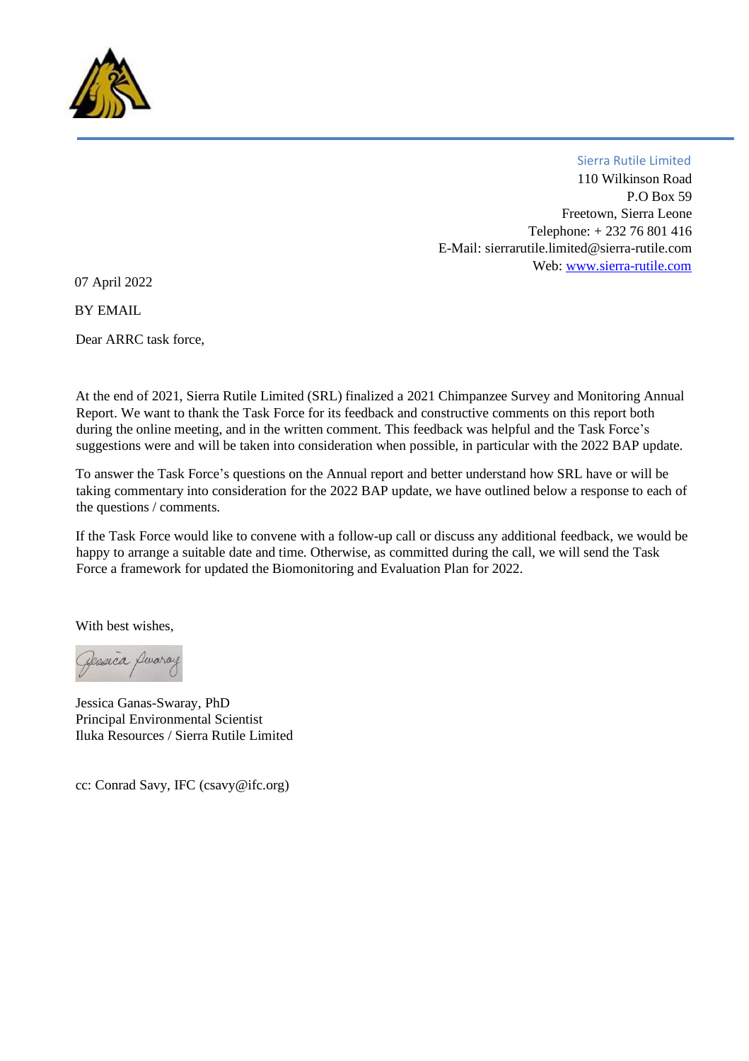Sierra Rutile Limited
110 Wilkinson Road
P.O Box 59
Freetown, Sierra Leone
Telephone: + 232 76 801 416
E-Mail: sierrarutile.limited@sierra-rutile.com
Web: [www.sierra-rutile.com](http://www.sierra-rutile.com)

07 April 2022

BY EMAIL

Dear ARRC task force,

At the end of 2021, Sierra Rutile Limited (SRL) finalized a 2021 Chimpanzee Survey and Monitoring Annual Report. We want to thank the Task Force for its feedback and constructive comments on this report both during the online meeting, and in the written comment. This feedback was helpful and the Task Force's suggestions were and will be taken into consideration when possible, in particular with the 2022 BAP update.

To answer the Task Force's questions on the Annual report and better understand how SRL have or will be taking commentary into consideration for the 2022 BAP update, we have outlined below a response to each of the questions / comments.

If the Task Force would like to convene with a follow-up call or discuss any additional feedback, we would be happy to arrange a suitable date and time. Otherwise, as committed during the call, we will send the Task Force a framework for updated the Biomonitoring and Evaluation Plan for 2022.

With best wishes,

Jessica Swaray

Jessica Ganas-Swaray, PhD
Principal Environmental Scientist
Iluka Resources / Sierra Rutile Limited

cc: Conrad Savy, IFC (csavy@ifc.org)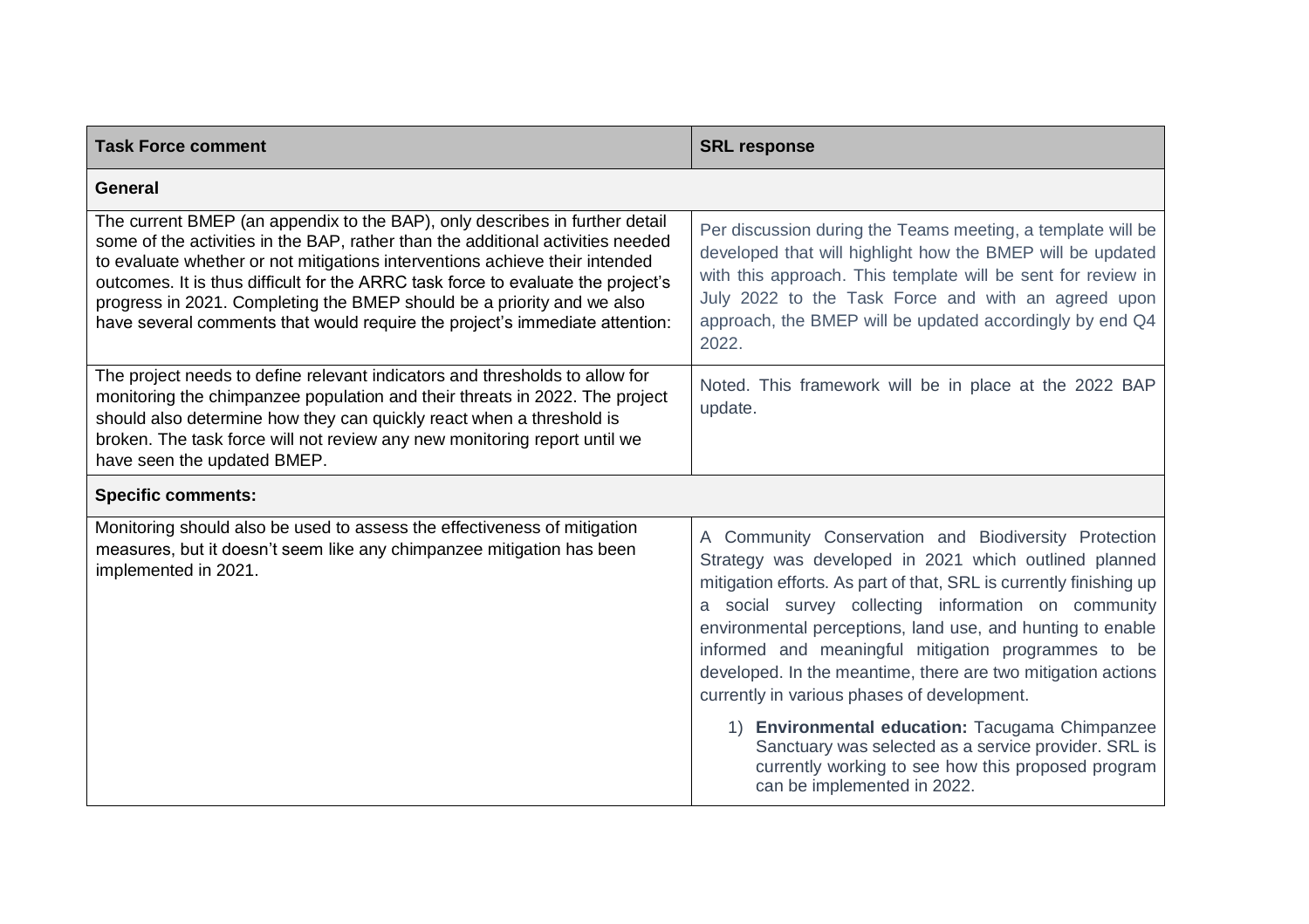| Task Force comment | SRL response |
|---|---|
| **General** | |
| The current BMEP (an appendix to the BAP), only describes in further detail some of the activities in the BAP, rather than the additional activities needed to evaluate whether or not mitigations interventions achieve their intended outcomes. It is thus difficult for the ARRC task force to evaluate the project's progress in 2021. Completing the BMEP should be a priority and we also have several comments that would require the project's immediate attention: | Per discussion during the Teams meeting, a template will be developed that will highlight how the BMEP will be updated with this approach. This template will be sent for review in July 2022 to the Task Force and with an agreed upon approach, the BMEP will be updated accordingly by end Q4 2022. |
| The project needs to define relevant indicators and thresholds to allow for monitoring the chimpanzee population and their threats in 2022. The project should also determine how they can quickly react when a threshold is broken. The task force will not review any new monitoring report until we have seen the updated BMEP. | Noted. This framework will be in place at the 2022 BAP update. |
| **Specific comments:** | |
| Monitoring should also be used to assess the effectiveness of mitigation measures, but it doesn't seem like any chimpanzee mitigation has been implemented in 2021. | A Community Conservation and Biodiversity Protection Strategy was developed in 2021 which outlined planned mitigation efforts. As part of that, SRL is currently finishing up a social survey collecting information on community environmental perceptions, land use, and hunting to enable informed and meaningful mitigation programmes to be developed. In the meantime, there are two mitigation actions currently in various phases of development.<br><br>1) **Environmental education:** Tacugama Chimpanzee Sanctuary was selected as a service provider. SRL is currently working to see how this proposed program can be implemented in 2022. |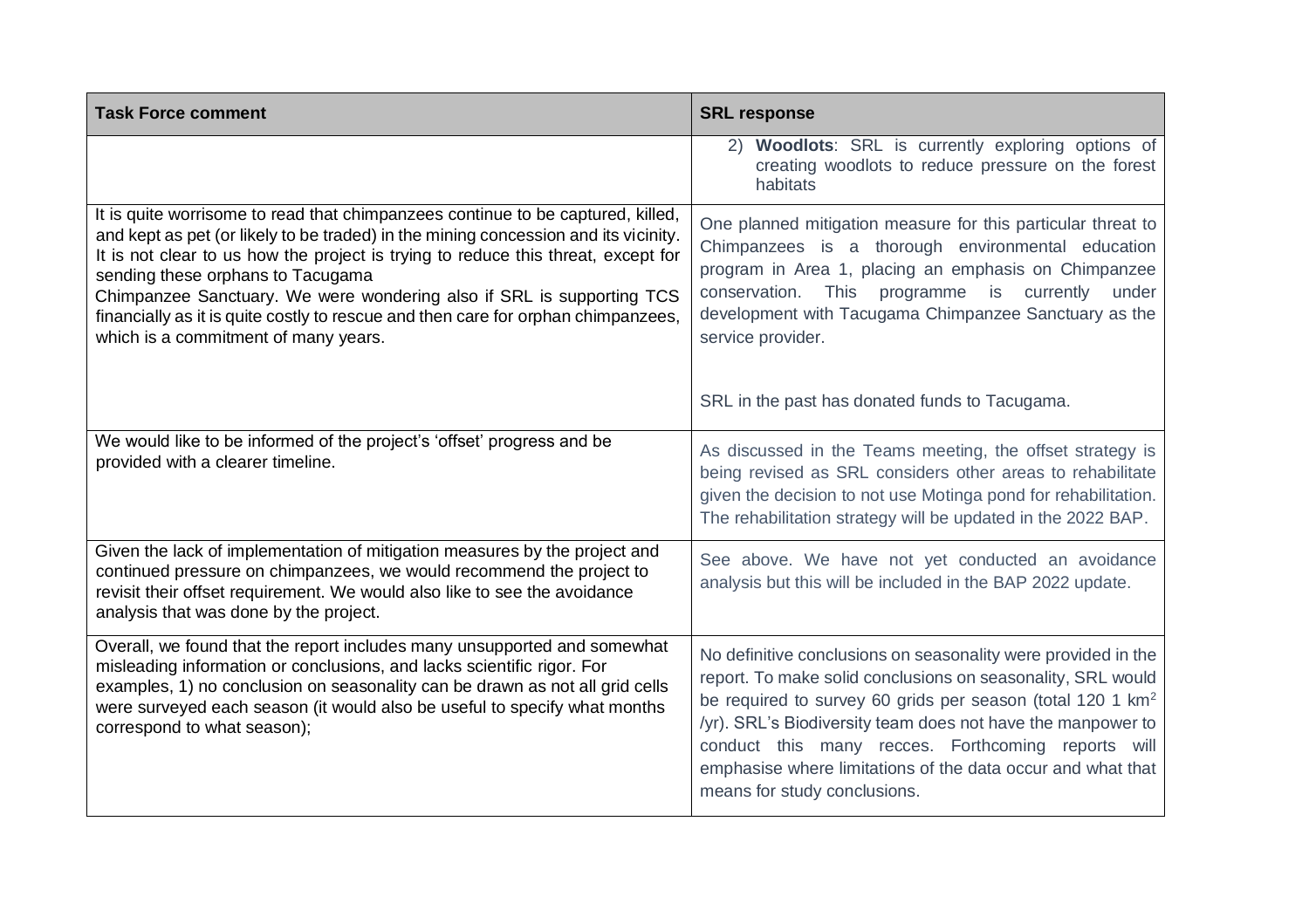| Task Force comment | SRL response |
| --- | --- |
| | 2) **Woodlots**: SRL is currently exploring options of creating woodlots to reduce pressure on the forest habitats |
| It is quite worrisome to read that chimpanzees continue to be captured, killed, and kept as pet (or likely to be traded) in the mining concession and its vicinity. It is not clear to us how the project is trying to reduce this threat, except for sending these orphans to Tacugama Chimpanzee Sanctuary. We were wondering also if SRL is supporting TCS financially as it is quite costly to rescue and then care for orphan chimpanzees, which is a commitment of many years. | One planned mitigation measure for this particular threat to Chimpanzees is a thorough environmental education program in Area 1, placing an emphasis on Chimpanzee conservation. This programme is currently under development with Tacugama Chimpanzee Sanctuary as the service provider.<br><br>SRL in the past has donated funds to Tacugama. |
| We would like to be informed of the project's 'offset' progress and be provided with a clearer timeline. | As discussed in the Teams meeting, the offset strategy is being revised as SRL considers other areas to rehabilitate given the decision to not use Motinga pond for rehabilitation. The rehabilitation strategy will be updated in the 2022 BAP. |
| Given the lack of implementation of mitigation measures by the project and continued pressure on chimpanzees, we would recommend the project to revisit their offset requirement. We would also like to see the avoidance analysis that was done by the project. | See above. We have not yet conducted an avoidance analysis but this will be included in the BAP 2022 update. |
| Overall, we found that the report includes many unsupported and somewhat misleading information or conclusions, and lacks scientific rigor. For examples, 1) no conclusion on seasonality can be drawn as not all grid cells were surveyed each season (it would also be useful to specify what months correspond to what season); | No definitive conclusions on seasonality were provided in the report. To make solid conclusions on seasonality, SRL would be required to survey 60 grids per season (total 120 1 $km^2$ /yr). SRL's Biodiversity team does not have the manpower to conduct this many recces. Forthcoming reports will emphasise where limitations of the data occur and what that means for study conclusions. |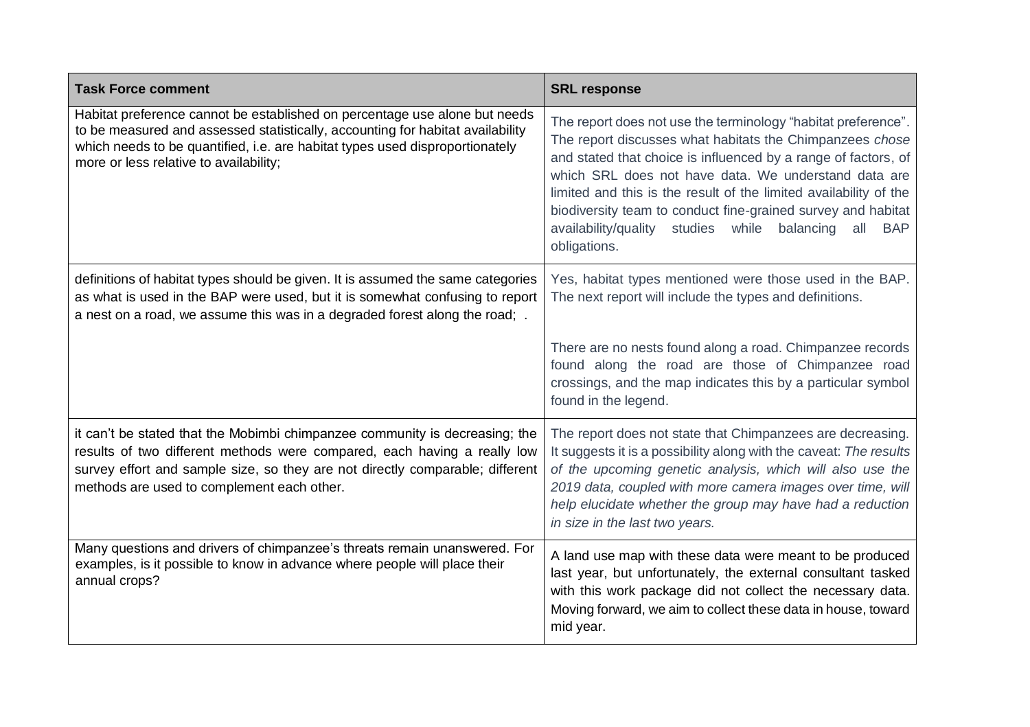| **Task Force comment** | **SRL response** |
|---|---|
| Habitat preference cannot be established on percentage use alone but needs to be measured and assessed statistically, accounting for habitat availability which needs to be quantified, i.e. are habitat types used disproportionately more or less relative to availability; | The report does not use the terminology "habitat preference". The report discusses what habitats the Chimpanzees *chose* and stated that choice is influenced by a range of factors, of which SRL does not have data. We understand data are limited and this is the result of the limited availability of the biodiversity team to conduct fine-grained survey and habitat availability/quality studies while balancing all BAP obligations. |
| definitions of habitat types should be given. It is assumed the same categories as what is used in the BAP were used, but it is somewhat confusing to report a nest on a road, we assume this was in a degraded forest along the road; . | Yes, habitat types mentioned were those used in the BAP. The next report will include the types and definitions.<br><br>There are no nests found along a road. Chimpanzee records found along the road are those of Chimpanzee road crossings, and the map indicates this by a particular symbol found in the legend. |
| it can't be stated that the Mobimbi chimpanzee community is decreasing; the results of two different methods were compared, each having a really low survey effort and sample size, so they are not directly comparable; different methods are used to complement each other. | The report does not state that Chimpanzees are decreasing. It suggests it is a possibility along with the caveat: *The results of the upcoming genetic analysis, which will also use the 2019 data, coupled with more camera images over time, will help elucidate whether the group may have had a reduction in size in the last two years.* |
| Many questions and drivers of chimpanzee's threats remain unanswered. For examples, is it possible to know in advance where people will place their annual crops? | A land use map with these data were meant to be produced last year, but unfortunately, the external consultant tasked with this work package did not collect the necessary data. Moving forward, we aim to collect these data in house, toward mid year. |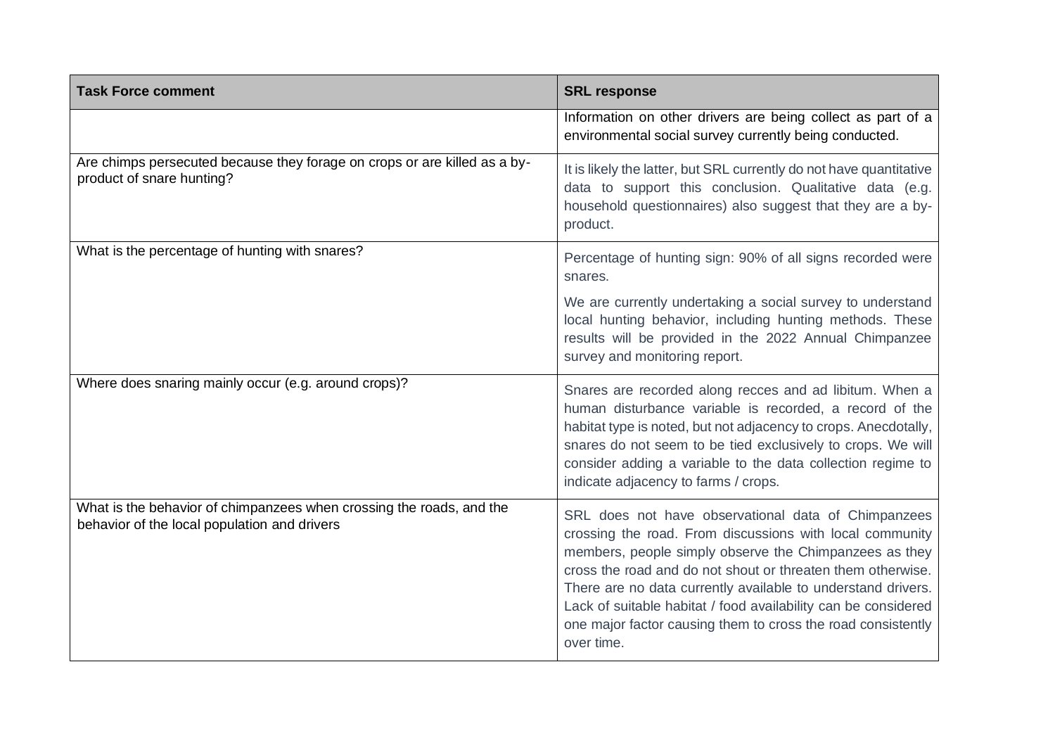| Task Force comment | SRL response |
|---|---|
| | Information on other drivers are being collect as part of a environmental social survey currently being conducted. |
| Are chimps persecuted because they forage on crops or are killed as a by-product of snare hunting? | It is likely the latter, but SRL currently do not have quantitative data to support this conclusion. Qualitative data (e.g. household questionnaires) also suggest that they are a by-product. |
| What is the percentage of hunting with snares? | Percentage of hunting sign: 90% of all signs recorded were snares.<br><br>We are currently undertaking a social survey to understand local hunting behavior, including hunting methods. These results will be provided in the 2022 Annual Chimpanzee survey and monitoring report. |
| Where does snaring mainly occur (e.g. around crops)? | Snares are recorded along recces and ad libitum. When a human disturbance variable is recorded, a record of the habitat type is noted, but not adjacency to crops. Anecdotally, snares do not seem to be tied exclusively to crops. We will consider adding a variable to the data collection regime to indicate adjacency to farms / crops. |
| What is the behavior of chimpanzees when crossing the roads, and the behavior of the local population and drivers | SRL does not have observational data of Chimpanzees crossing the road. From discussions with local community members, people simply observe the Chimpanzees as they cross the road and do not shout or threaten them otherwise. There are no data currently available to understand drivers. Lack of suitable habitat / food availability can be considered one major factor causing them to cross the road consistently over time. |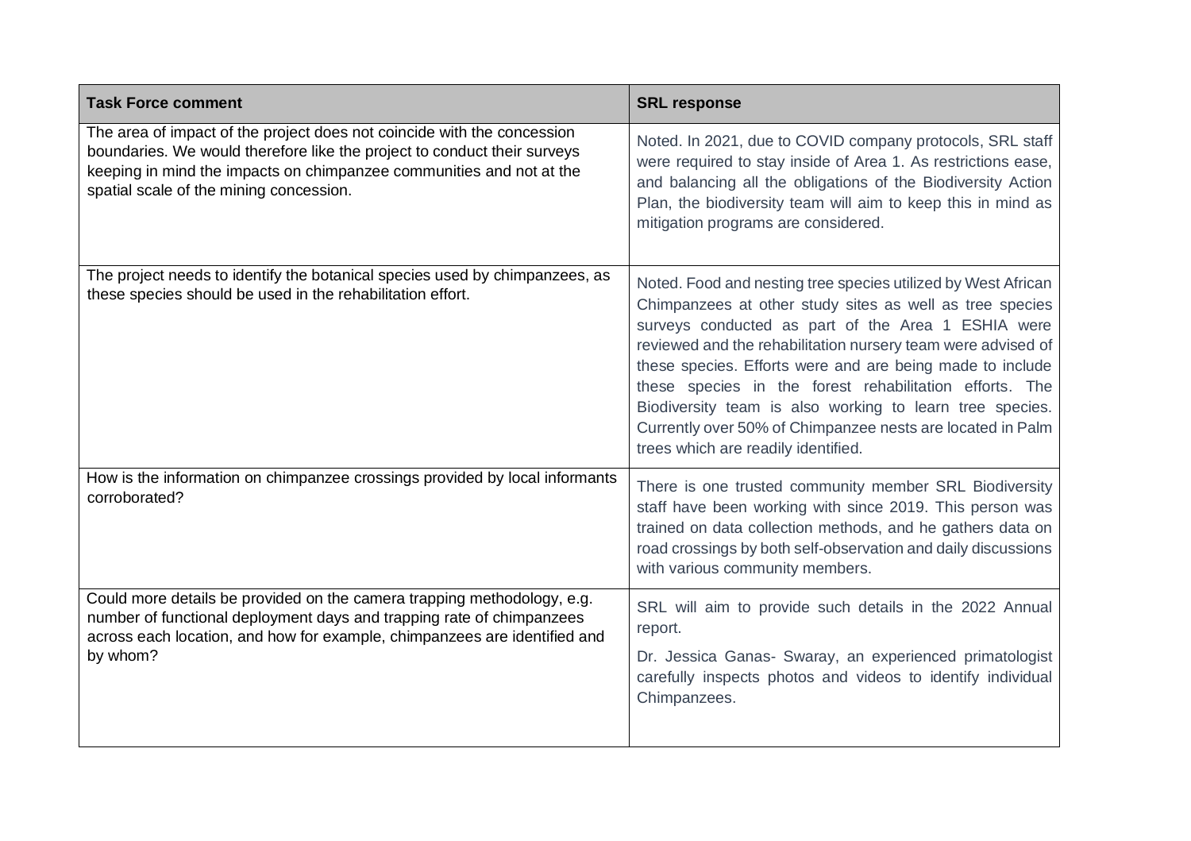| Task Force comment | SRL response |
|---|---|
| The area of impact of the project does not coincide with the concession boundaries. We would therefore like the project to conduct their surveys keeping in mind the impacts on chimpanzee communities and not at the spatial scale of the mining concession. | Noted. In 2021, due to COVID company protocols, SRL staff were required to stay inside of Area 1. As restrictions ease, and balancing all the obligations of the Biodiversity Action Plan, the biodiversity team will aim to keep this in mind as mitigation programs are considered. |
| The project needs to identify the botanical species used by chimpanzees, as these species should be used in the rehabilitation effort. | Noted. Food and nesting tree species utilized by West African Chimpanzees at other study sites as well as tree species surveys conducted as part of the Area 1 ESHIA were reviewed and the rehabilitation nursery team were advised of these species. Efforts were and are being made to include these species in the forest rehabilitation efforts. The Biodiversity team is also working to learn tree species. Currently over 50% of Chimpanzee nests are located in Palm trees which are readily identified. |
| How is the information on chimpanzee crossings provided by local informants corroborated? | There is one trusted community member SRL Biodiversity staff have been working with since 2019. This person was trained on data collection methods, and he gathers data on road crossings by both self-observation and daily discussions with various community members. |
| Could more details be provided on the camera trapping methodology, e.g. number of functional deployment days and trapping rate of chimpanzees across each location, and how for example, chimpanzees are identified and by whom? | SRL will aim to provide such details in the 2022 Annual report.<br><br>Dr. Jessica Ganas- Swaray, an experienced primatologist carefully inspects photos and videos to identify individual Chimpanzees. |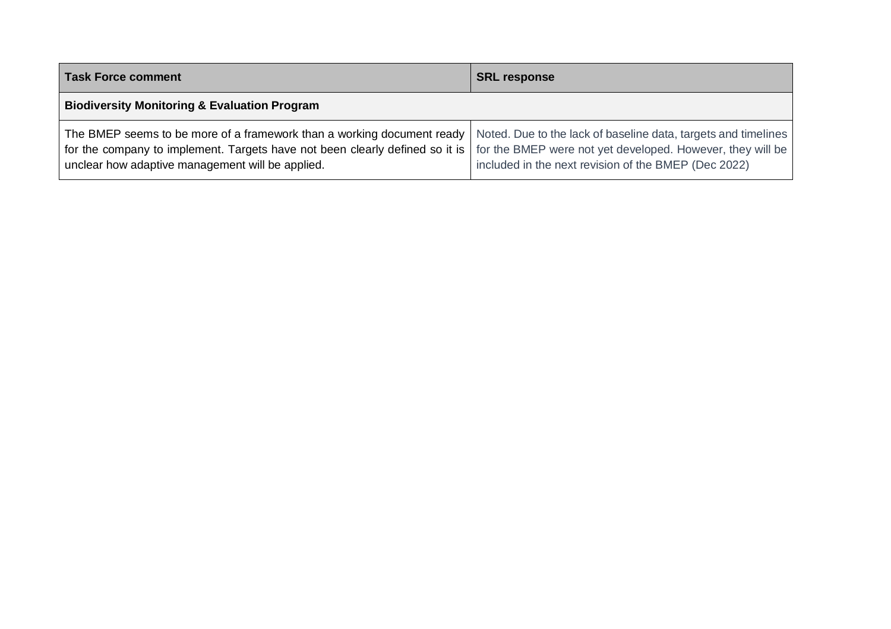| Task Force comment | SRL response |
| --- | --- |
| **Biodiversity Monitoring & Evaluation Program** | |
| The BMEP seems to be more of a framework than a working document ready for the company to implement. Targets have not been clearly defined so it is unclear how adaptive management will be applied. | Noted. Due to the lack of baseline data, targets and timelines for the BMEP were not yet developed. However, they will be included in the next revision of the BMEP (Dec 2022) |